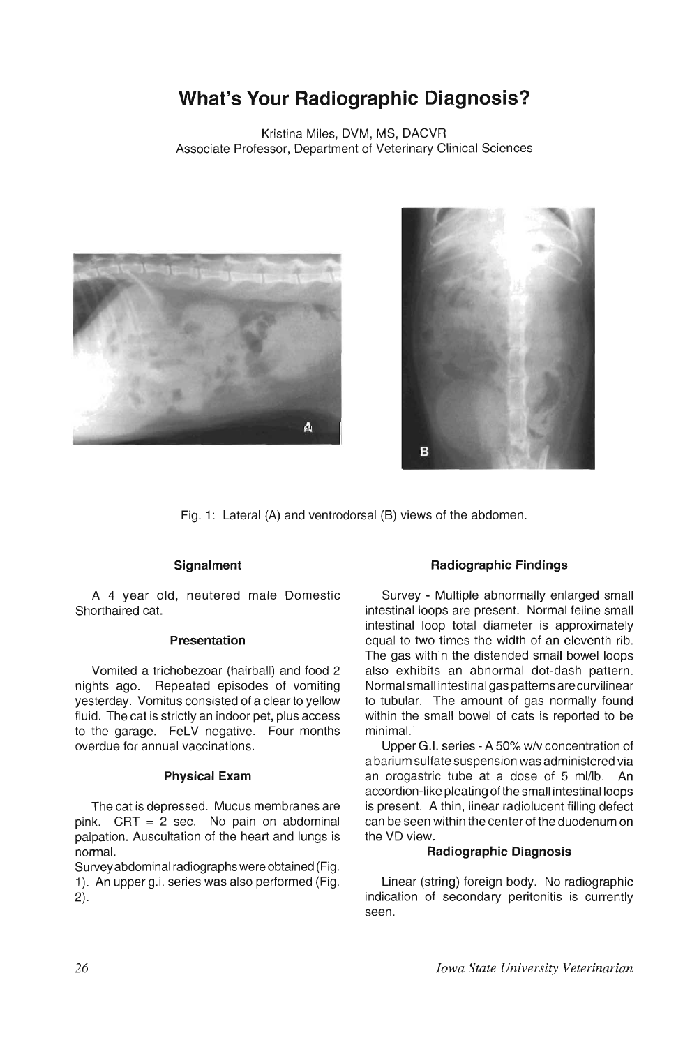# What's Your Radiographic Diagnosis?

Kristina Miles, DVM, MS, DACVR
Associate Professor, Department of Veterinary Clinical Sciences

Fig. 1: Lateral (A) and ventrodorsal (B) views of the abdomen.

### Signalment

A 4 year old, neutered male Domestic Shorthaired cat.

### Presentation

Vomited a trichobezoar (hairball) and food 2 nights ago. Repeated episodes of vomiting yesterday. Vomitus consisted of a clear to yellow fluid. The cat is strictly an indoor pet, plus access to the garage. FeLV negative. Four months overdue for annual vaccinations.

### Physical Exam

The cat is depressed. Mucus membranes are pink. CRT = 2 sec. No pain on abdominal palpation. Auscultation of the heart and lungs is normal.

Survey abdominal radiographs were obtained (Fig. 1). An upper g.i. series was also performed (Fig. 2).

### Radiographic Findings

Survey - Multiple abnormally enlarged small intestinal loops are present. Normal feline small intestinal loop total diameter is approximately equal to two times the width of an eleventh rib. The gas within the distended small bowel loops also exhibits an abnormal dot-dash pattern. Normal small intestinal gas patterns are curvilinear to tubular. The amount of gas normally found within the small bowel of cats is reported to be minimal.[1]

Upper G.I. series - A 50% w/v concentration of a barium sulfate suspension was administered via an orogastric tube at a dose of 5 ml/lb. An accordion-like pleating of the small intestinal loops is present. A thin, linear radiolucent filling defect can be seen within the center of the duodenum on the VD view.

### Radiographic Diagnosis

Linear (string) foreign body. No radiographic indication of secondary peritonitis is currently seen.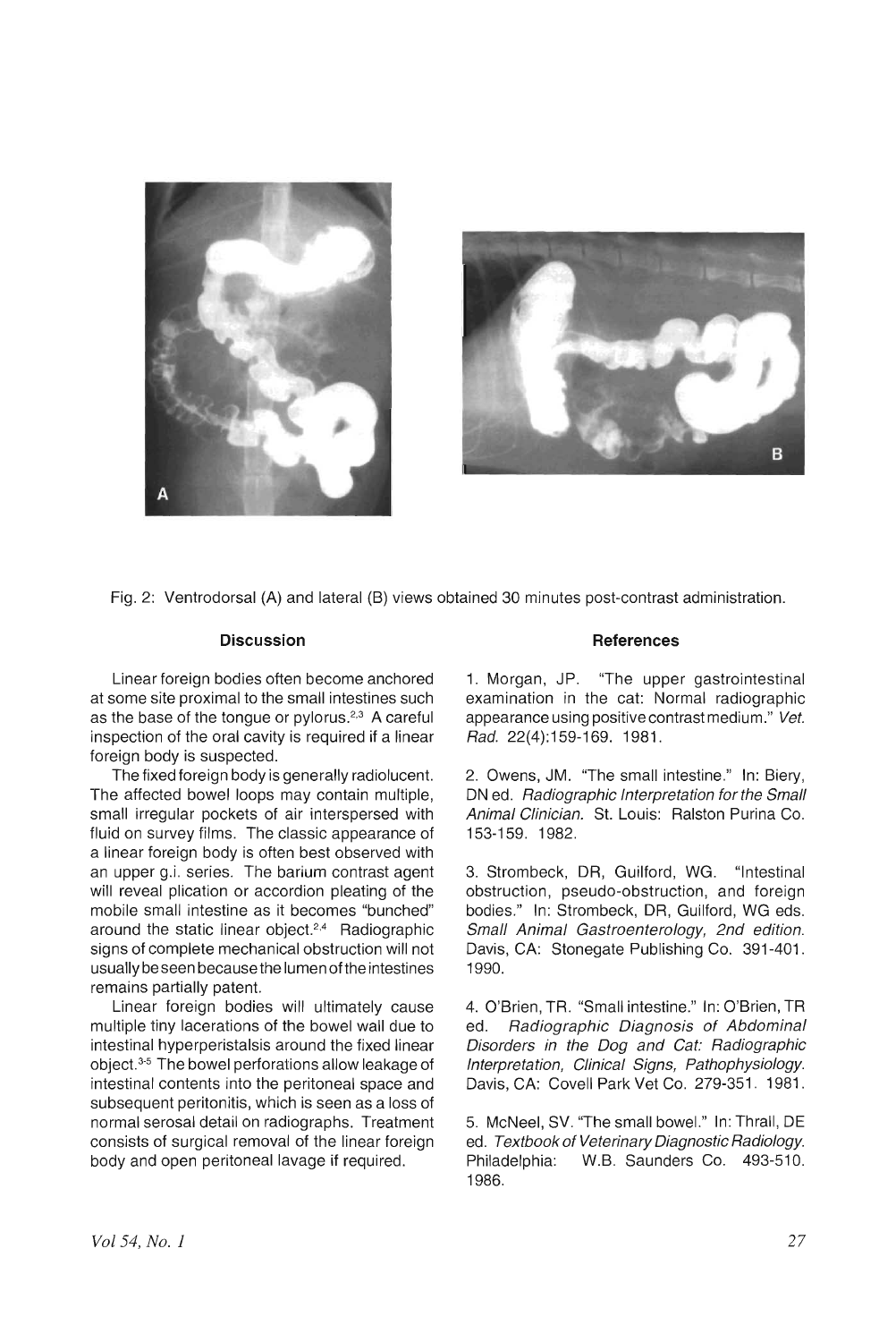Fig. 2: Ventrodorsal (A) and lateral (B) views obtained 30 minutes post-contrast administration.

## Discussion

Linear foreign bodies often become anchored at some site proximal to the small intestines such as the base of the tongue or pylorus.[2,3] A careful inspection of the oral cavity is required if a linear foreign body is suspected.

The fixed foreign body is generally radiolucent. The affected bowel loops may contain multiple, small irregular pockets of air interspersed with fluid on survey films. The classic appearance of a linear foreign body is often best observed with an upper g.i. series. The barium contrast agent will reveal plication or accordion pleating of the mobile small intestine as it becomes "bunched" around the static linear object.[2,4] Radiographic signs of complete mechanical obstruction will not usually be seen because the lumen of the intestines remains partially patent.

Linear foreign bodies will ultimately cause multiple tiny lacerations of the bowel wall due to intestinal hyperperistalsis around the fixed linear object.[3-5] The bowel perforations allow leakage of intestinal contents into the peritoneal space and subsequent peritonitis, which is seen as a loss of normal serosal detail on radiographs. Treatment consists of surgical removal of the linear foreign body and open peritoneal lavage if required.

## References

1. Morgan, JP. "The upper gastrointestinal examination in the cat: Normal radiographic appearance using positive contrast medium." *Vet. Rad.* 22(4):159-169. 1981.

2. Owens, JM. "The small intestine." In: Biery, DN ed. *Radiographic Interpretation for the Small Animal Clinician.* St. Louis: Ralston Purina Co. 153-159. 1982.

3. Strombeck, DR, Guilford, WG. "Intestinal obstruction, pseudo-obstruction, and foreign bodies." In: Strombeck, DR, Guilford, WG eds. *Small Animal Gastroenterology, 2nd edition.* Davis, CA: Stonegate Publishing Co. 391-401. 1990.

4. O'Brien, TR. "Small intestine." In: O'Brien, TR ed. *Radiographic Diagnosis of Abdominal Disorders in the Dog and Cat: Radiographic Interpretation, Clinical Signs, Pathophysiology.* Davis, CA: Covell Park Vet Co. 279-351. 1981.

5. McNeel, SV. "The small bowel." In: Thrall, DE ed. *Textbook of Veterinary Diagnostic Radiology.* Philadelphia: W.B. Saunders Co. 493-510. 1986.